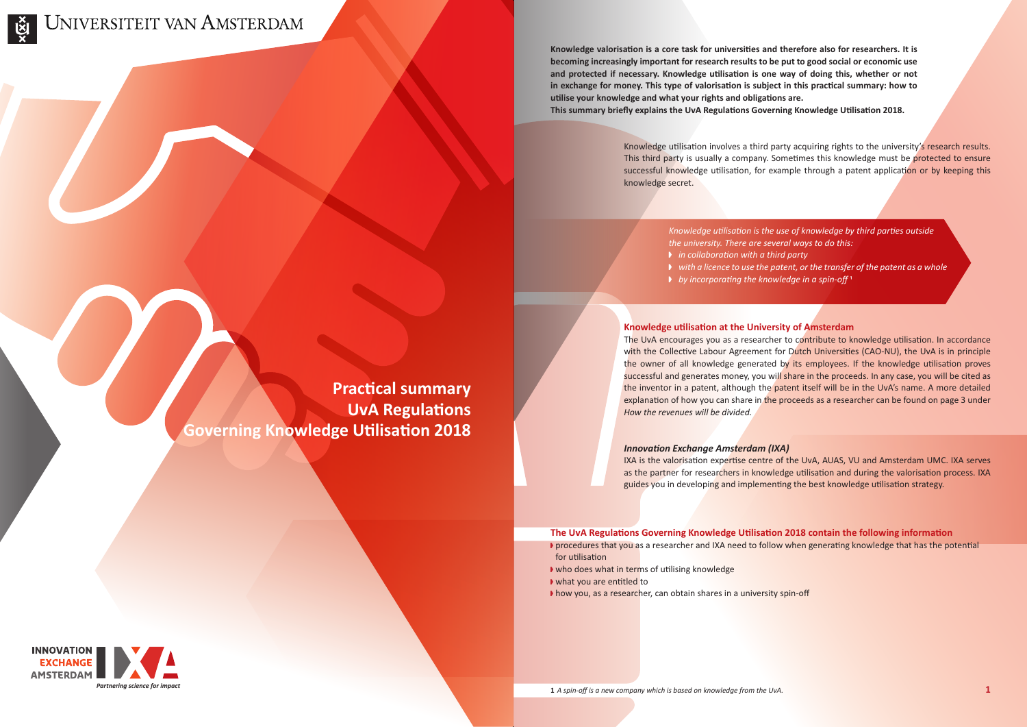Universiteit van Amsterdam

# Practical summary UvA Regulations Governing Knowledge Utilisation 2018

**Knowledge valorisation is a core task for universities and therefore also for researchers. It is becoming increasingly important for research results to be put to good social or economic use and protected if necessary. Knowledge utilisation is one way of doing this, whether or not in exchange for money. This type of valorisation is subject in this practical summary: how to utilise your knowledge and what your rights and obligations are.**
**This summary briefly explains the UvA Regulations Governing Knowledge Utilisation 2018.**

Knowledge utilisation involves a third party acquiring rights to the university's research results. This third party is usually a company. Sometimes this knowledge must be protected to ensure successful knowledge utilisation, for example through a patent application or by keeping this knowledge secret.

*Knowledge utilisation is the use of knowledge by third parties outside the university. There are several ways to do this:*

- *in collaboration with a third party*
- *with a licence to use the patent, or the transfer of the patent as a whole*
- *by incorporating the knowledge in a spin-off* [1]

## Knowledge utilisation at the University of Amsterdam

The UvA encourages you as a researcher to contribute to knowledge utilisation. In accordance with the Collective Labour Agreement for Dutch Universities (CAO-NU), the UvA is in principle the owner of all knowledge generated by its employees. If the knowledge utilisation proves successful and generates money, you will share in the proceeds. In any case, you will be cited as the inventor in a patent, although the patent itself will be in the UvA's name. A more detailed explanation of how you can share in the proceeds as a researcher can be found on page 3 under *How the revenues will be divided.*

### *Innovation Exchange Amsterdam (IXA)*

IXA is the valorisation expertise centre of the UvA, AUAS, VU and Amsterdam UMC. IXA serves as the partner for researchers in knowledge utilisation and during the valorisation process. IXA guides you in developing and implementing the best knowledge utilisation strategy.

## The UvA Regulations Governing Knowledge Utilisation 2018 contain the following information

- procedures that you as a researcher and IXA need to follow when generating knowledge that has the potential for utilisation
- who does what in terms of utilising knowledge
- what you are entitled to
- how you, as a researcher, can obtain shares in a university spin-off

Innovation Exchange Amsterdam IXA – *Partnering science for impact*

**1** *A spin-off is a new company which is based on knowledge from the UvA.*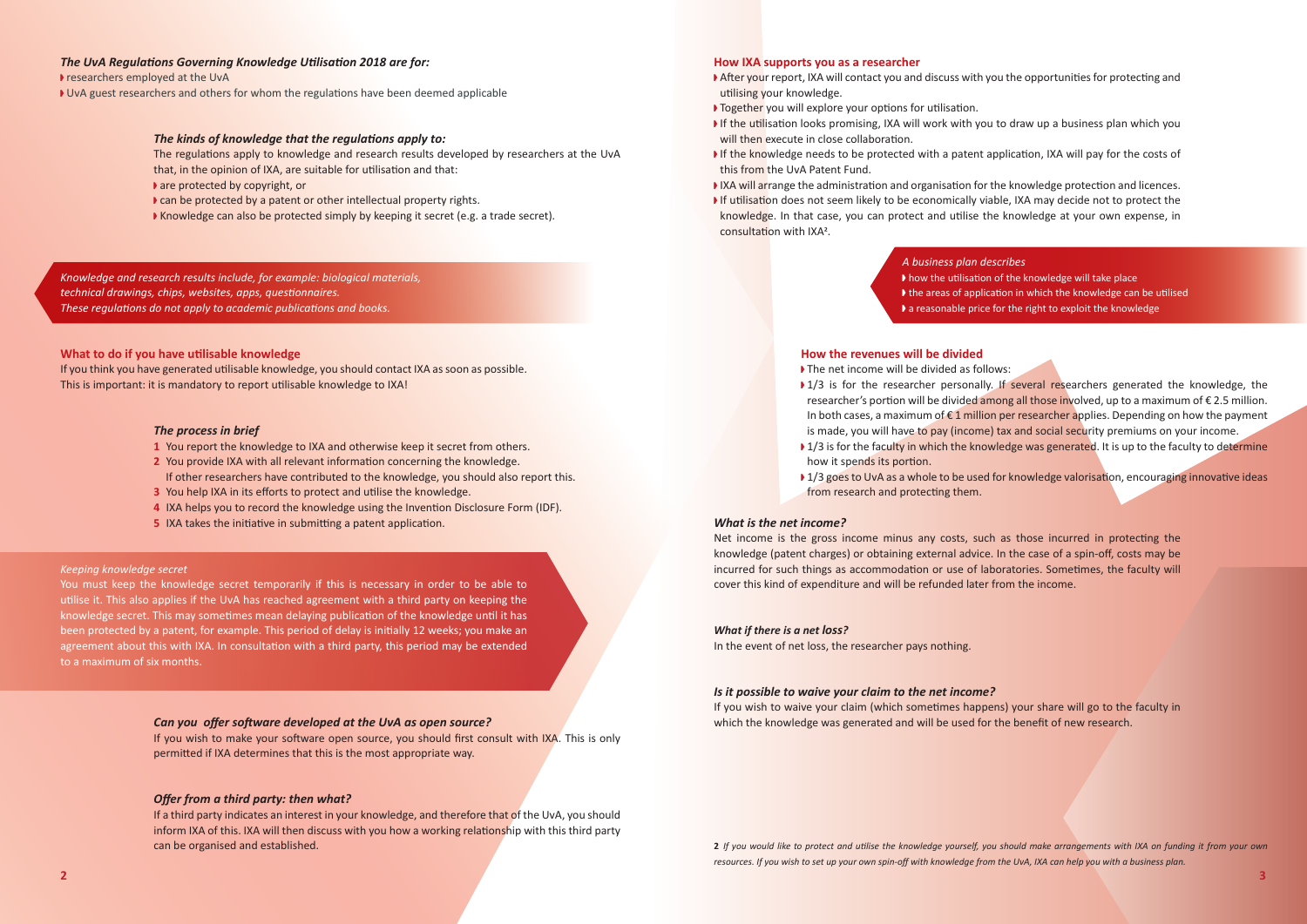***The UvA Regulations Governing Knowledge Utilisation 2018 are for:***

- researchers employed at the UvA
- UvA guest researchers and others for whom the regulations have been deemed applicable

***The kinds of knowledge that the regulations apply to:***

The regulations apply to knowledge and research results developed by researchers at the UvA that, in the opinion of IXA, are suitable for utilisation and that:

- are protected by copyright, or
- can be protected by a patent or other intellectual property rights.
- Knowledge can also be protected simply by keeping it secret (e.g. a trade secret).

*Knowledge and research results include, for example: biological materials, technical drawings, chips, websites, apps, questionnaires.*
*These regulations do not apply to academic publications and books.*

**What to do if you have utilisable knowledge**

If you think you have generated utilisable knowledge, you should contact IXA as soon as possible. This is important: it is mandatory to report utilisable knowledge to IXA!

***The process in brief***

1. You report the knowledge to IXA and otherwise keep it secret from others.
2. You provide IXA with all relevant information concerning the knowledge. If other researchers have contributed to the knowledge, you should also report this.
3. You help IXA in its efforts to protect and utilise the knowledge.
4. IXA helps you to record the knowledge using the Invention Disclosure Form (IDF).
5. IXA takes the initiative in submitting a patent application.

*Keeping knowledge secret*

You must keep the knowledge secret temporarily if this is necessary in order to be able to utilise it. This also applies if the UvA has reached agreement with a third party on keeping the knowledge secret. This may sometimes mean delaying publication of the knowledge until it has been protected by a patent, for example. This period of delay is initially 12 weeks; you make an agreement about this with IXA. In consultation with a third party, this period may be extended to a maximum of six months.

***Can you offer software developed at the UvA as open source?***

If you wish to make your software open source, you should first consult with IXA. This is only permitted if IXA determines that this is the most appropriate way.

***Offer from a third party: then what?***

If a third party indicates an interest in your knowledge, and therefore that of the UvA, you should inform IXA of this. IXA will then discuss with you how a working relationship with this third party can be organised and established.

**How IXA supports you as a researcher**

- After your report, IXA will contact you and discuss with you the opportunities for protecting and utilising your knowledge.
- Together you will explore your options for utilisation.
- If the utilisation looks promising, IXA will work with you to draw up a business plan which you will then execute in close collaboration.
- If the knowledge needs to be protected with a patent application, IXA will pay for the costs of this from the UvA Patent Fund.
- IXA will arrange the administration and organisation for the knowledge protection and licences.
- If utilisation does not seem likely to be economically viable, IXA may decide not to protect the knowledge. In that case, you can protect and utilise the knowledge at your own expense, in consultation with IXA[2].

*A business plan describes*

- how the utilisation of the knowledge will take place
- the areas of application in which the knowledge can be utilised
- a reasonable price for the right to exploit the knowledge

**How the revenues will be divided**

- The net income will be divided as follows:
- 1/3 is for the researcher personally. If several researchers generated the knowledge, the researcher's portion will be divided among all those involved, up to a maximum of € 2.5 million. In both cases, a maximum of € 1 million per researcher applies. Depending on how the payment is made, you will have to pay (income) tax and social security premiums on your income.
- 1/3 is for the faculty in which the knowledge was generated. It is up to the faculty to determine how it spends its portion.
- 1/3 goes to UvA as a whole to be used for knowledge valorisation, encouraging innovative ideas from research and protecting them.

***What is the net income?***

Net income is the gross income minus any costs, such as those incurred in protecting the knowledge (patent charges) or obtaining external advice. In the case of a spin-off, costs may be incurred for such things as accommodation or use of laboratories. Sometimes, the faculty will cover this kind of expenditure and will be refunded later from the income.

***What if there is a net loss?***

In the event of net loss, the researcher pays nothing.

***Is it possible to waive your claim to the net income?***

If you wish to waive your claim (which sometimes happens) your share will go to the faculty in which the knowledge was generated and will be used for the benefit of new research.

**2** *If you would like to protect and utilise the knowledge yourself, you should make arrangements with IXA on funding it from your own resources. If you wish to set up your own spin-off with knowledge from the UvA, IXA can help you with a business plan.*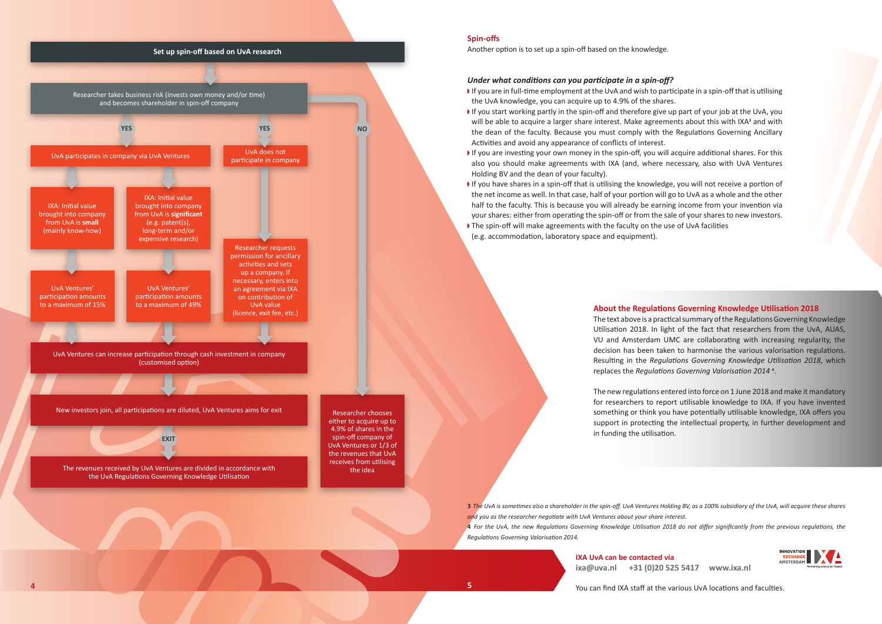## Set up spin-off based on UvA research

Researcher takes business risk (invests own money and/or time) and becomes shareholder in spin-off company

YES

UvA participates in company via UvA Ventures

IXA: Initial value brought into company from UvA is **small** (mainly know-how)

UvA Ventures' participation amounts to a maximum of 15%

IXA: Initial value brought into company from UvA is **significant** (e.g. patent(s), long-term and/or expensive research)

UvA Ventures' participation amounts to a maximum of 49%

YES

UvA does not participate in company

Researcher requests permission for ancillary activities and sets up a company. If necessary, enters into an agreement via IXA on contribution of UvA value (licence, exit fee, etc.)

UvA Ventures can increase participation through cash investment in company (customised option)

New investors join, all participations are diluted, UvA Ventures aims for exit

EXIT

The revenues received by UvA Ventures are divided in accordance with the UvA Regulations Governing Knowledge Utilisation

NO

Researcher chooses either to acquire up to 4.9% of shares in the spin-off company of UvA Ventures or 1/3 of the revenues that UvA receives from utilising the idea

## Spin-offs

Another option is to set up a spin-off based on the knowledge.

### *Under what conditions can you participate in a spin-off?*

- If you are in full-time employment at the UvA and wish to participate in a spin-off that is utilising the UvA knowledge, you can acquire up to 4.9% of the shares.
- If you start working partly in the spin-off and therefore give up part of your job at the UvA, you will be able to acquire a larger share interest. Make agreements about this with IXA[3] and with the dean of the faculty. Because you must comply with the Regulations Governing Ancillary Activities and avoid any appearance of conflicts of interest.
- If you are investing your own money in the spin-off, you will acquire additional shares. For this also you should make agreements with IXA (and, where necessary, also with UvA Ventures Holding BV and the dean of your faculty).
- If you have shares in a spin-off that is utilising the knowledge, you will not receive a portion of the net income as well. In that case, half of your portion will go to UvA as a whole and the other half to the faculty. This is because you will already be earning income from your invention via your shares: either from operating the spin-off or from the sale of your shares to new investors.
- The spin-off will make agreements with the faculty on the use of UvA facilities (e.g. accommodation, laboratory space and equipment).

## About the Regulations Governing Knowledge Utilisation 2018

The text above is a practical summary of the Regulations Governing Knowledge Utilisation 2018. In light of the fact that researchers from the UvA, AUAS, VU and Amsterdam UMC are collaborating with increasing regularity, the decision has been taken to harmonise the various valorisation regulations. Resulting in the *Regulations Governing Knowledge Utilisation 2018*, which replaces the *Regulations Governing Valorisation 2014* [4].

The new regulations entered into force on 1 June 2018 and make it mandatory for researchers to report utilisable knowledge to IXA. If you have invented something or think you have potentially utilisable knowledge, IXA offers you support in protecting the intellectual property, in further development and in funding the utilisation.

**3** *The UvA is sometimes also a shareholder in the spin-off. UvA Ventures Holding BV, as a 100% subsidiary of the UvA, will acquire these shares and you as the researcher negotiate with UvA Ventures about your share interest.*

**4** *For the UvA, the new Regulations Governing Knowledge Utilisation 2018 do not differ significantly from the previous regulations, the Regulations Governing Valorisation 2014.*

**IXA UvA can be contacted via**
**ixa@uva.nl  +31 (0)20 525 5417  www.ixa.nl**

You can find IXA staff at the various UvA locations and faculties.